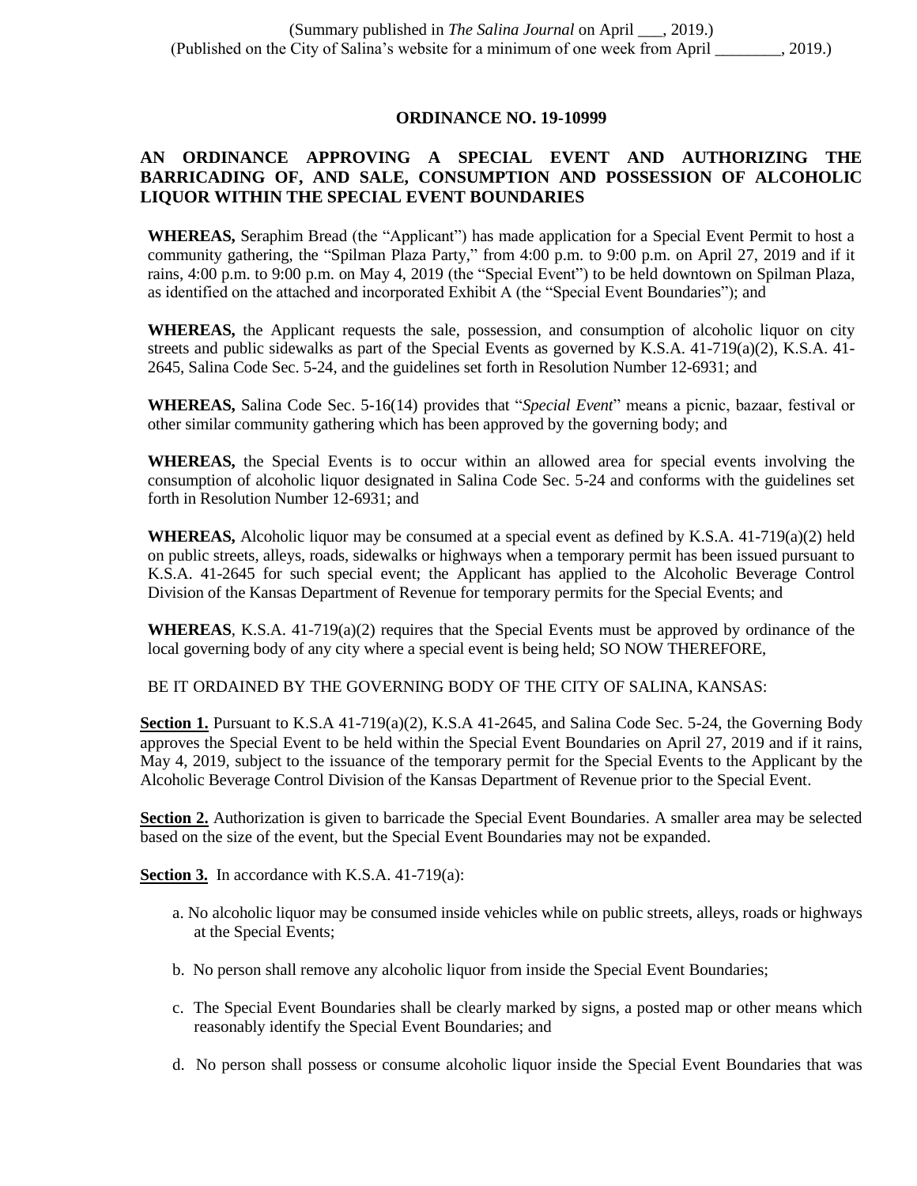(Summary published in *The Salina Journal* on April ___, 2019.)
(Published on the City of Salina's website for a minimum of one week from April ________, 2019.)

**ORDINANCE NO. 19-10999**

**AN ORDINANCE APPROVING A SPECIAL EVENT AND AUTHORIZING THE BARRICADING OF, AND SALE, CONSUMPTION AND POSSESSION OF ALCOHOLIC LIQUOR WITHIN THE SPECIAL EVENT BOUNDARIES**

**WHEREAS,** Seraphim Bread (the "Applicant") has made application for a Special Event Permit to host a community gathering, the "Spilman Plaza Party," from 4:00 p.m. to 9:00 p.m. on April 27, 2019 and if it rains, 4:00 p.m. to 9:00 p.m. on May 4, 2019 (the "Special Event") to be held downtown on Spilman Plaza, as identified on the attached and incorporated Exhibit A (the "Special Event Boundaries"); and

**WHEREAS,** the Applicant requests the sale, possession, and consumption of alcoholic liquor on city streets and public sidewalks as part of the Special Events as governed by K.S.A. 41-719(a)(2), K.S.A. 41-2645, Salina Code Sec. 5-24, and the guidelines set forth in Resolution Number 12-6931; and

**WHEREAS,** Salina Code Sec. 5-16(14) provides that "*Special Event*" means a picnic, bazaar, festival or other similar community gathering which has been approved by the governing body; and

**WHEREAS,** the Special Events is to occur within an allowed area for special events involving the consumption of alcoholic liquor designated in Salina Code Sec. 5-24 and conforms with the guidelines set forth in Resolution Number 12-6931; and

**WHEREAS,** Alcoholic liquor may be consumed at a special event as defined by K.S.A. 41-719(a)(2) held on public streets, alleys, roads, sidewalks or highways when a temporary permit has been issued pursuant to K.S.A. 41-2645 for such special event; the Applicant has applied to the Alcoholic Beverage Control Division of the Kansas Department of Revenue for temporary permits for the Special Events; and

**WHEREAS**, K.S.A. 41-719(a)(2) requires that the Special Events must be approved by ordinance of the local governing body of any city where a special event is being held; SO NOW THEREFORE,

BE IT ORDAINED BY THE GOVERNING BODY OF THE CITY OF SALINA, KANSAS:

**Section 1.** Pursuant to K.S.A 41-719(a)(2), K.S.A 41-2645, and Salina Code Sec. 5-24, the Governing Body approves the Special Event to be held within the Special Event Boundaries on April 27, 2019 and if it rains, May 4, 2019, subject to the issuance of the temporary permit for the Special Events to the Applicant by the Alcoholic Beverage Control Division of the Kansas Department of Revenue prior to the Special Event.

**Section 2.** Authorization is given to barricade the Special Event Boundaries. A smaller area may be selected based on the size of the event, but the Special Event Boundaries may not be expanded.

**Section 3.** In accordance with K.S.A. 41-719(a):

a. No alcoholic liquor may be consumed inside vehicles while on public streets, alleys, roads or highways at the Special Events;

b. No person shall remove any alcoholic liquor from inside the Special Event Boundaries;

c. The Special Event Boundaries shall be clearly marked by signs, a posted map or other means which reasonably identify the Special Event Boundaries; and

d. No person shall possess or consume alcoholic liquor inside the Special Event Boundaries that was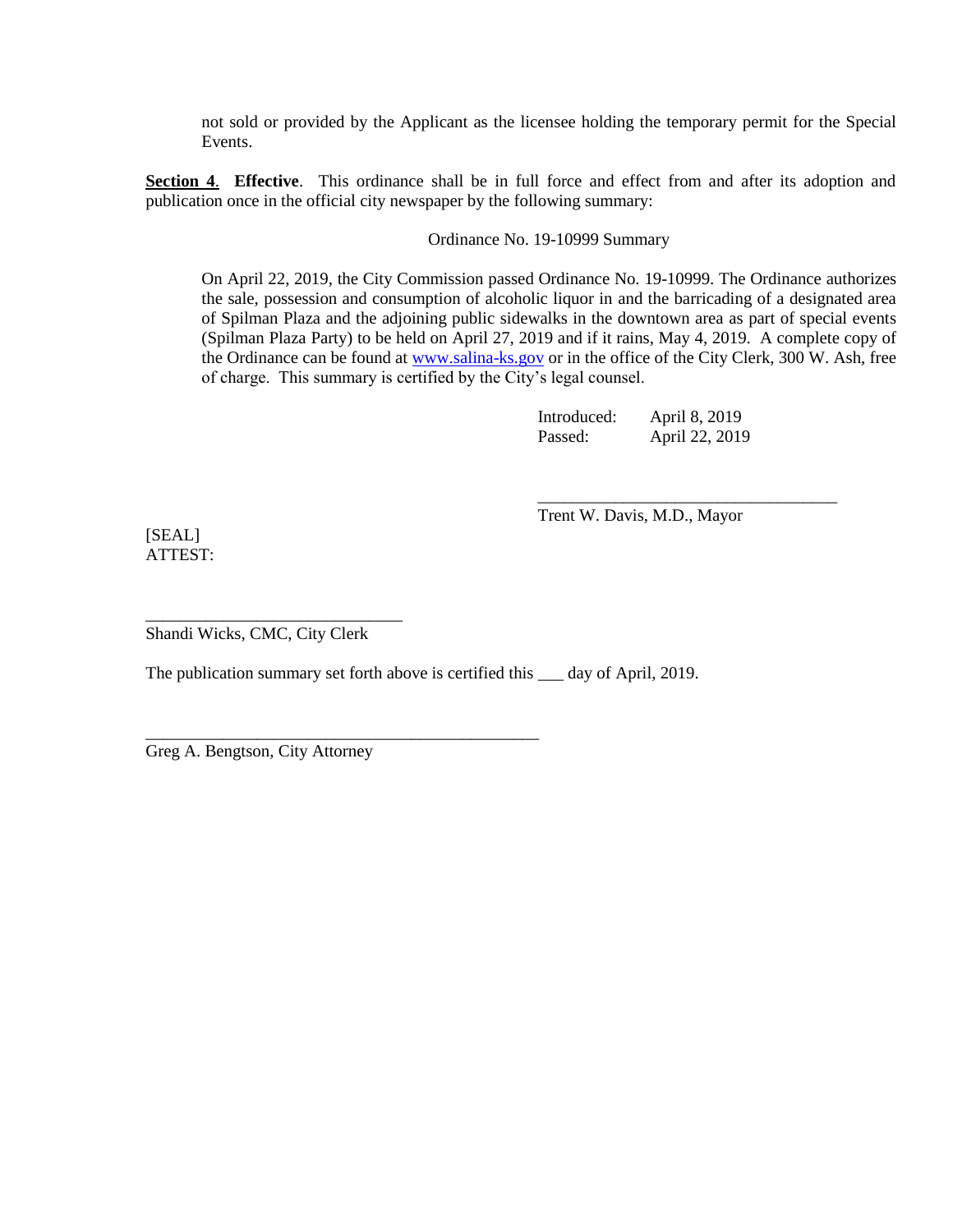not sold or provided by the Applicant as the licensee holding the temporary permit for the Special Events.

**Section 4**. **Effective**. This ordinance shall be in full force and effect from and after its adoption and publication once in the official city newspaper by the following summary:

Ordinance No. 19-10999 Summary

On April 22, 2019, the City Commission passed Ordinance No. 19-10999. The Ordinance authorizes the sale, possession and consumption of alcoholic liquor in and the barricading of a designated area of Spilman Plaza and the adjoining public sidewalks in the downtown area as part of special events (Spilman Plaza Party) to be held on April 27, 2019 and if it rains, May 4, 2019. A complete copy of the Ordinance can be found at www.salina-ks.gov or in the office of the City Clerk, 300 W. Ash, free of charge. This summary is certified by the City's legal counsel.

Introduced: April 8, 2019
Passed: April 22, 2019

___________________________________
Trent W. Davis, M.D., Mayor

[SEAL]
ATTEST:

______________________________
Shandi Wicks, CMC, City Clerk

The publication summary set forth above is certified this ___ day of April, 2019.

______________________________________________
Greg A. Bengtson, City Attorney